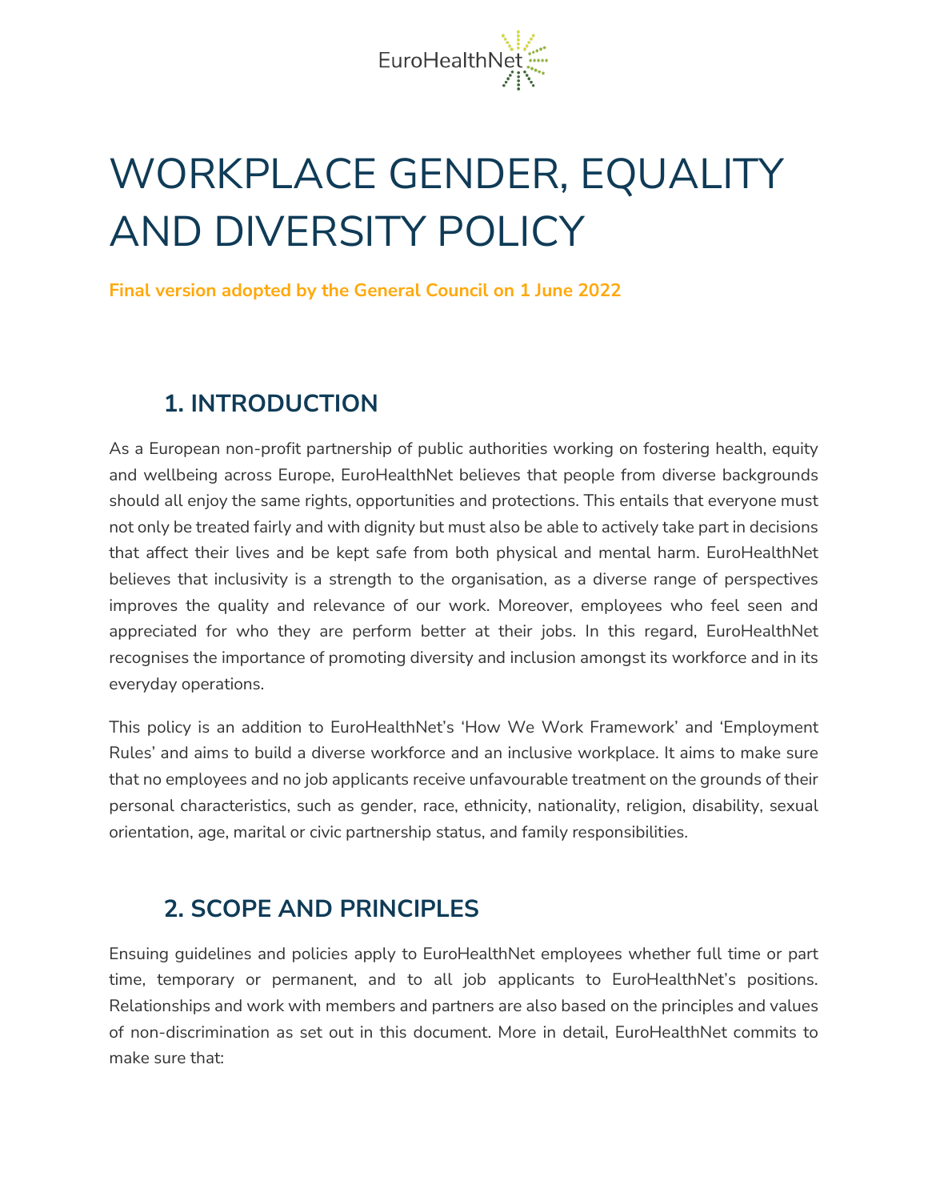EuroHealthNet

# WORKPLACE GENDER, EQUALITY AND DIVERSITY POLICY

**Final version adopted by the General Council on 1 June 2022**

## 1. INTRODUCTION

As a European non-profit partnership of public authorities working on fostering health, equity and wellbeing across Europe, EuroHealthNet believes that people from diverse backgrounds should all enjoy the same rights, opportunities and protections. This entails that everyone must not only be treated fairly and with dignity but must also be able to actively take part in decisions that affect their lives and be kept safe from both physical and mental harm. EuroHealthNet believes that inclusivity is a strength to the organisation, as a diverse range of perspectives improves the quality and relevance of our work. Moreover, employees who feel seen and appreciated for who they are perform better at their jobs. In this regard, EuroHealthNet recognises the importance of promoting diversity and inclusion amongst its workforce and in its everyday operations.

This policy is an addition to EuroHealthNet's 'How We Work Framework' and 'Employment Rules' and aims to build a diverse workforce and an inclusive workplace. It aims to make sure that no employees and no job applicants receive unfavourable treatment on the grounds of their personal characteristics, such as gender, race, ethnicity, nationality, religion, disability, sexual orientation, age, marital or civic partnership status, and family responsibilities.

## 2. SCOPE AND PRINCIPLES

Ensuing guidelines and policies apply to EuroHealthNet employees whether full time or part time, temporary or permanent, and to all job applicants to EuroHealthNet's positions. Relationships and work with members and partners are also based on the principles and values of non-discrimination as set out in this document. More in detail, EuroHealthNet commits to make sure that: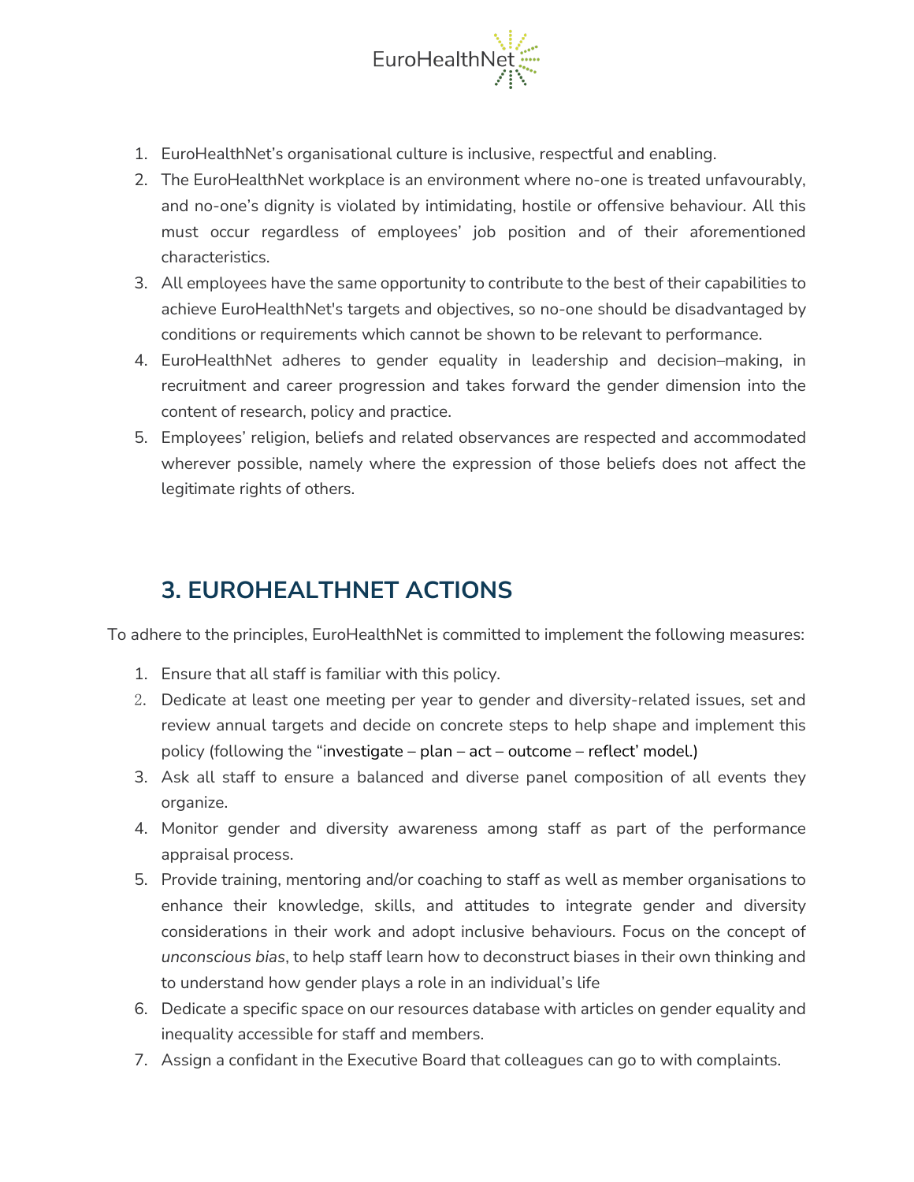1. EuroHealthNet's organisational culture is inclusive, respectful and enabling.
2. The EuroHealthNet workplace is an environment where no-one is treated unfavourably, and no-one's dignity is violated by intimidating, hostile or offensive behaviour. All this must occur regardless of employees' job position and of their aforementioned characteristics.
3. All employees have the same opportunity to contribute to the best of their capabilities to achieve EuroHealthNet's targets and objectives, so no-one should be disadvantaged by conditions or requirements which cannot be shown to be relevant to performance.
4. EuroHealthNet adheres to gender equality in leadership and decision–making, in recruitment and career progression and takes forward the gender dimension into the content of research, policy and practice.
5. Employees' religion, beliefs and related observances are respected and accommodated wherever possible, namely where the expression of those beliefs does not affect the legitimate rights of others.

## 3. EUROHEALTHNET ACTIONS

To adhere to the principles, EuroHealthNet is committed to implement the following measures:

1. Ensure that all staff is familiar with this policy.
2. Dedicate at least one meeting per year to gender and diversity-related issues, set and review annual targets and decide on concrete steps to help shape and implement this policy (following the "investigate – plan – act – outcome – reflect' model.)
3. Ask all staff to ensure a balanced and diverse panel composition of all events they organize.
4. Monitor gender and diversity awareness among staff as part of the performance appraisal process.
5. Provide training, mentoring and/or coaching to staff as well as member organisations to enhance their knowledge, skills, and attitudes to integrate gender and diversity considerations in their work and adopt inclusive behaviours. Focus on the concept of *unconscious bias*, to help staff learn how to deconstruct biases in their own thinking and to understand how gender plays a role in an individual's life
6. Dedicate a specific space on our resources database with articles on gender equality and inequality accessible for staff and members.
7. Assign a confidant in the Executive Board that colleagues can go to with complaints.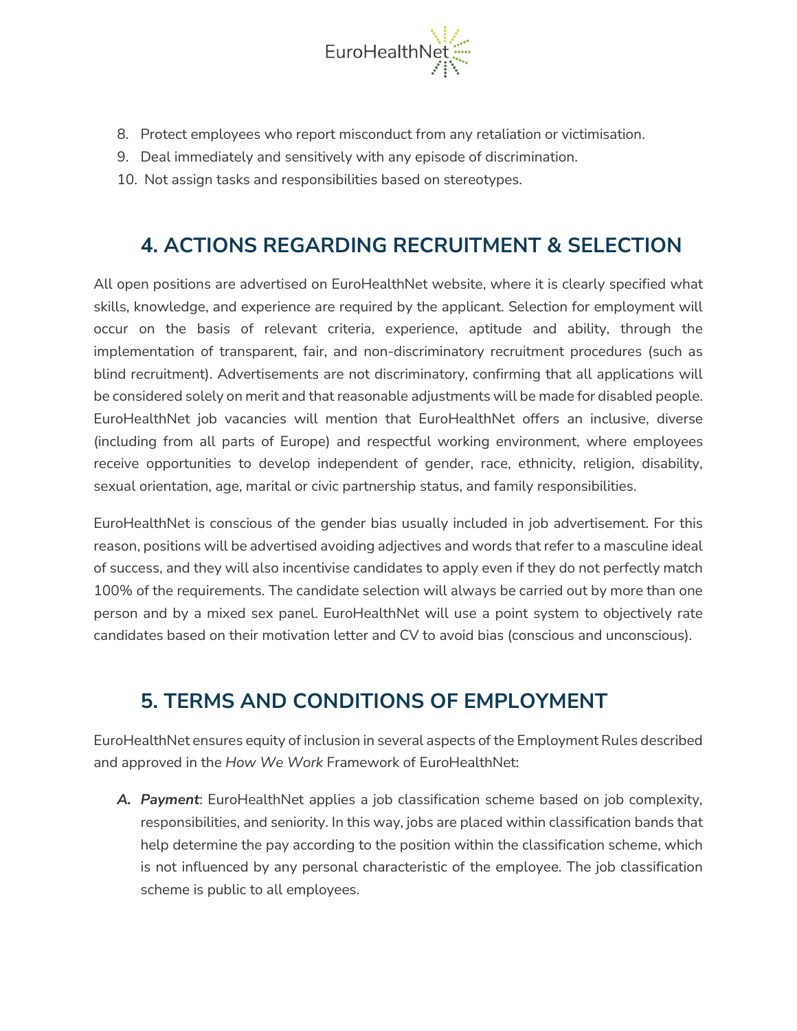8. Protect employees who report misconduct from any retaliation or victimisation.
9. Deal immediately and sensitively with any episode of discrimination.
10. Not assign tasks and responsibilities based on stereotypes.

## 4. ACTIONS REGARDING RECRUITMENT & SELECTION

All open positions are advertised on EuroHealthNet website, where it is clearly specified what skills, knowledge, and experience are required by the applicant. Selection for employment will occur on the basis of relevant criteria, experience, aptitude and ability, through the implementation of transparent, fair, and non-discriminatory recruitment procedures (such as blind recruitment). Advertisements are not discriminatory, confirming that all applications will be considered solely on merit and that reasonable adjustments will be made for disabled people. EuroHealthNet job vacancies will mention that EuroHealthNet offers an inclusive, diverse (including from all parts of Europe) and respectful working environment, where employees receive opportunities to develop independent of gender, race, ethnicity, religion, disability, sexual orientation, age, marital or civic partnership status, and family responsibilities.

EuroHealthNet is conscious of the gender bias usually included in job advertisement. For this reason, positions will be advertised avoiding adjectives and words that refer to a masculine ideal of success, and they will also incentivise candidates to apply even if they do not perfectly match 100% of the requirements. The candidate selection will always be carried out by more than one person and by a mixed sex panel. EuroHealthNet will use a point system to objectively rate candidates based on their motivation letter and CV to avoid bias (conscious and unconscious).

## 5. TERMS AND CONDITIONS OF EMPLOYMENT

EuroHealthNet ensures equity of inclusion in several aspects of the Employment Rules described and approved in the *How We Work* Framework of EuroHealthNet:

*A.* ***Payment***: EuroHealthNet applies a job classification scheme based on job complexity, responsibilities, and seniority. In this way, jobs are placed within classification bands that help determine the pay according to the position within the classification scheme, which is not influenced by any personal characteristic of the employee. The job classification scheme is public to all employees.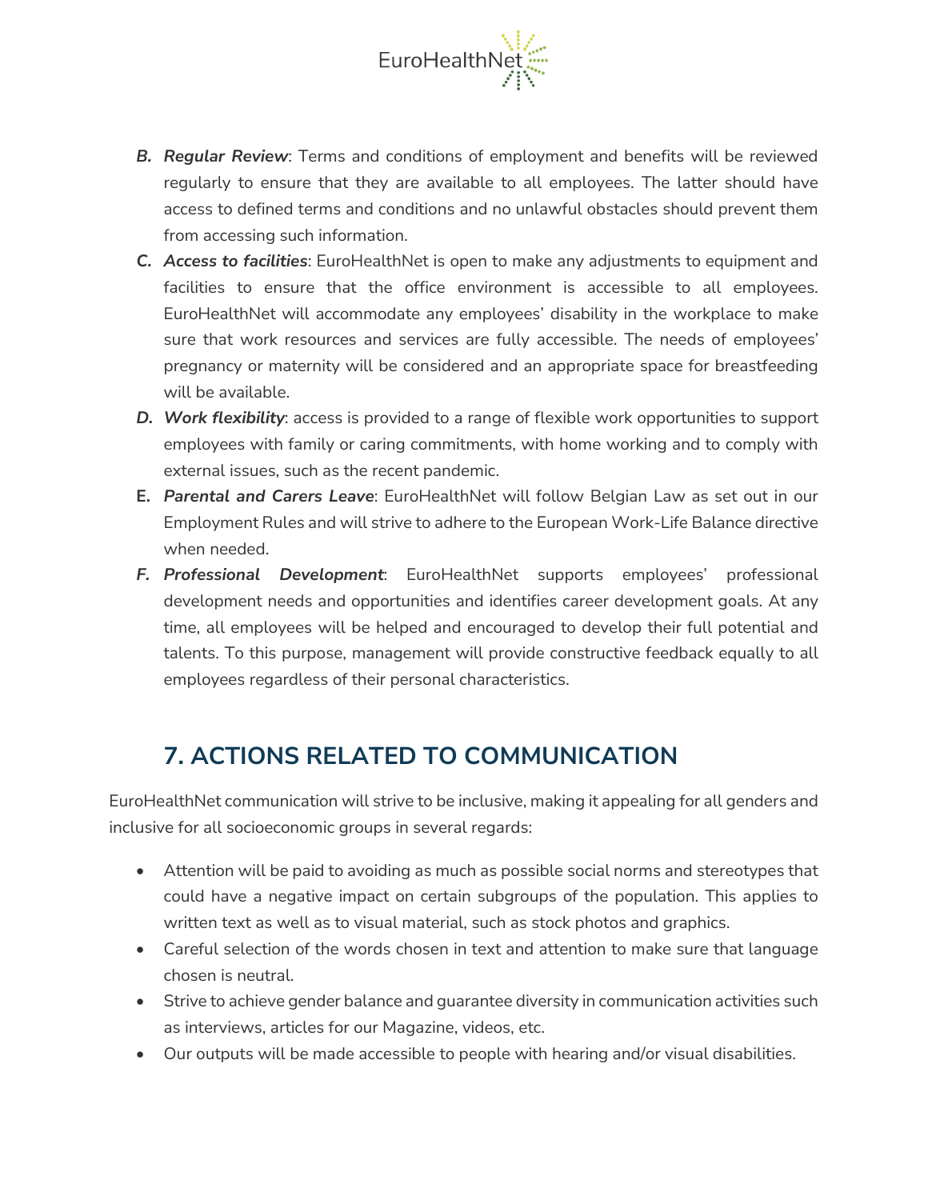B. ***Regular Review***: Terms and conditions of employment and benefits will be reviewed regularly to ensure that they are available to all employees. The latter should have access to defined terms and conditions and no unlawful obstacles should prevent them from accessing such information.
C. ***Access to facilities***: EuroHealthNet is open to make any adjustments to equipment and facilities to ensure that the office environment is accessible to all employees. EuroHealthNet will accommodate any employees' disability in the workplace to make sure that work resources and services are fully accessible. The needs of employees' pregnancy or maternity will be considered and an appropriate space for breastfeeding will be available.
D. ***Work flexibility***: access is provided to a range of flexible work opportunities to support employees with family or caring commitments, with home working and to comply with external issues, such as the recent pandemic.
E. ***Parental and Carers Leave***: EuroHealthNet will follow Belgian Law as set out in our Employment Rules and will strive to adhere to the European Work-Life Balance directive when needed.
F. ***Professional Development***: EuroHealthNet supports employees' professional development needs and opportunities and identifies career development goals. At any time, all employees will be helped and encouraged to develop their full potential and talents. To this purpose, management will provide constructive feedback equally to all employees regardless of their personal characteristics.

## 7. ACTIONS RELATED TO COMMUNICATION

EuroHealthNet communication will strive to be inclusive, making it appealing for all genders and inclusive for all socioeconomic groups in several regards:

- Attention will be paid to avoiding as much as possible social norms and stereotypes that could have a negative impact on certain subgroups of the population. This applies to written text as well as to visual material, such as stock photos and graphics.
- Careful selection of the words chosen in text and attention to make sure that language chosen is neutral.
- Strive to achieve gender balance and guarantee diversity in communication activities such as interviews, articles for our Magazine, videos, etc.
- Our outputs will be made accessible to people with hearing and/or visual disabilities.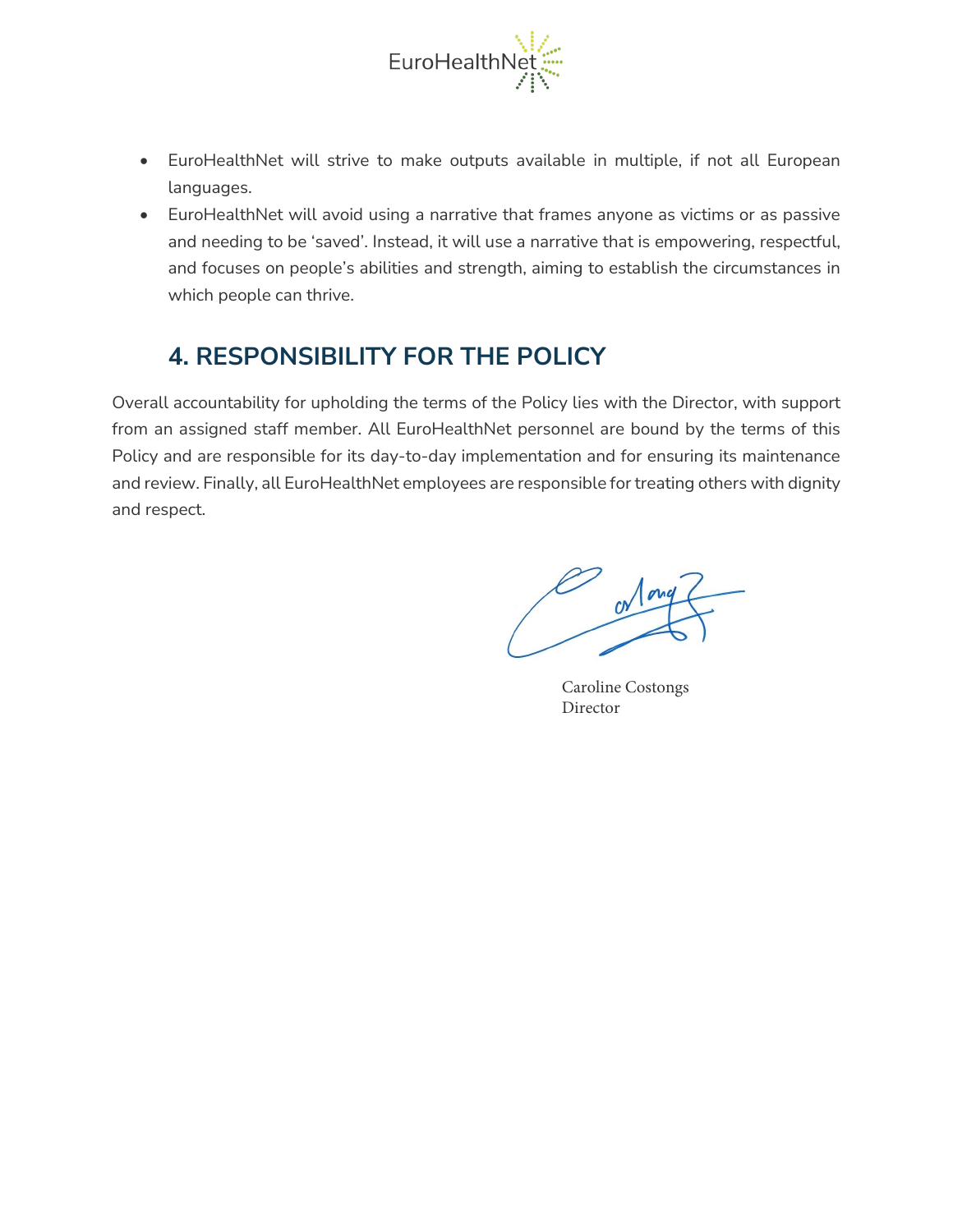- EuroHealthNet will strive to make outputs available in multiple, if not all European languages.
- EuroHealthNet will avoid using a narrative that frames anyone as victims or as passive and needing to be 'saved'. Instead, it will use a narrative that is empowering, respectful, and focuses on people's abilities and strength, aiming to establish the circumstances in which people can thrive.

## 4. RESPONSIBILITY FOR THE POLICY

Overall accountability for upholding the terms of the Policy lies with the Director, with support from an assigned staff member. All EuroHealthNet personnel are bound by the terms of this Policy and are responsible for its day-to-day implementation and for ensuring its maintenance and review. Finally, all EuroHealthNet employees are responsible for treating others with dignity and respect.

Caroline Costongs
Director